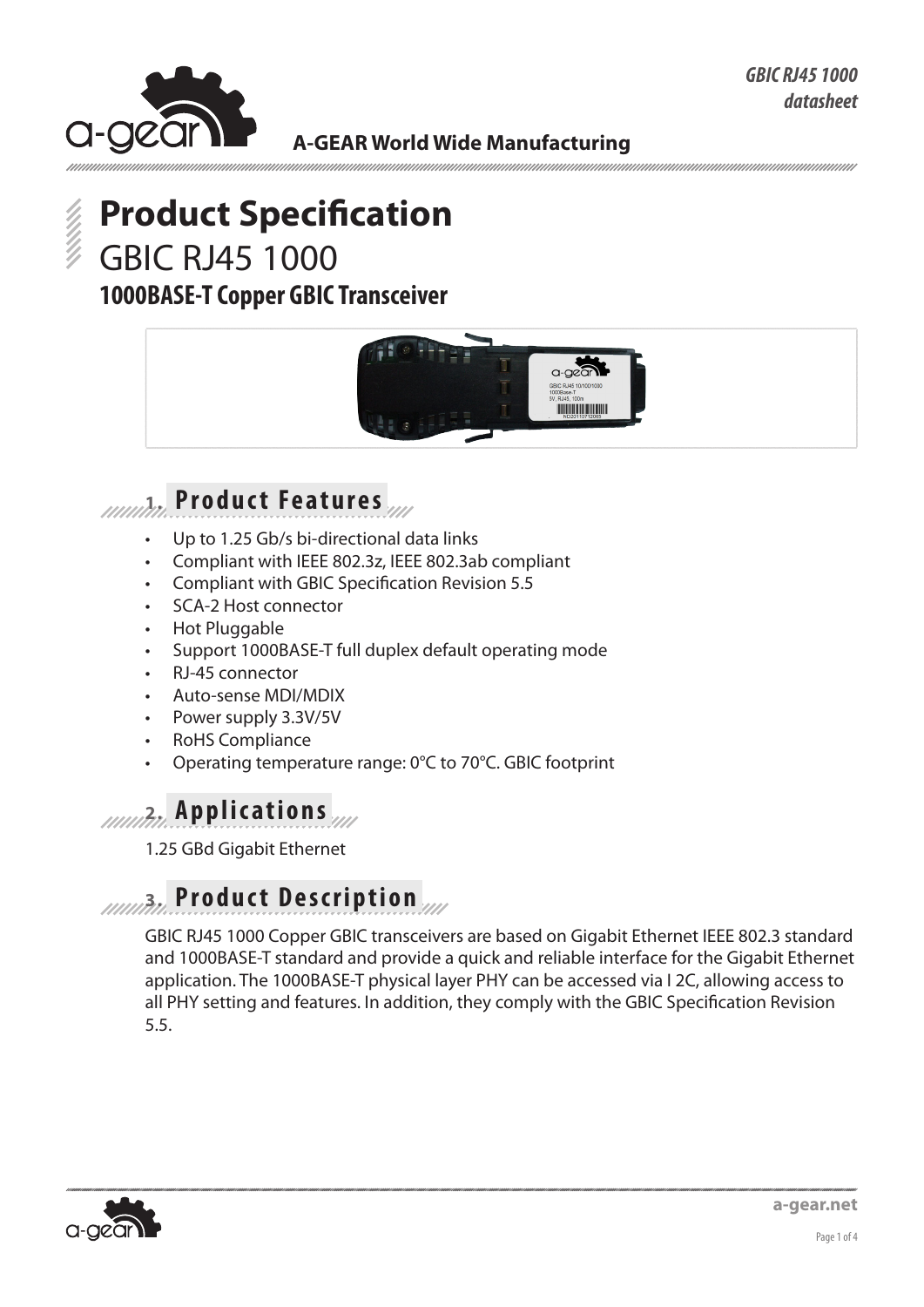# Product Specification

## GBIC RJ45 1000

### 1000BASE-T Copper GBIC Transceiver

## 1. Product Features

- Up to 1.25 Gb/s bi-directional data links
- Compliant with IEEE 802.3z, IEEE 802.3ab compliant
- Compliant with GBIC Specification Revision 5.5
- SCA-2 Host connector
- Hot Pluggable
- Support 1000BASE-T full duplex default operating mode
- RJ-45 connector
- Auto-sense MDI/MDIX
- Power supply 3.3V/5V
- RoHS Compliance
- Operating temperature range: 0°C to 70°C. GBIC footprint

## 2. Applications

1.25 GBd Gigabit Ethernet

## 3. Product Description

GBIC RJ45 1000 Copper GBIC transceivers are based on Gigabit Ethernet IEEE 802.3 standard and 1000BASE-T standard and provide a quick and reliable interface for the Gigabit Ethernet application. The 1000BASE-T physical layer PHY can be accessed via I 2C, allowing access to all PHY setting and features. In addition, they comply with the GBIC Specification Revision 5.5.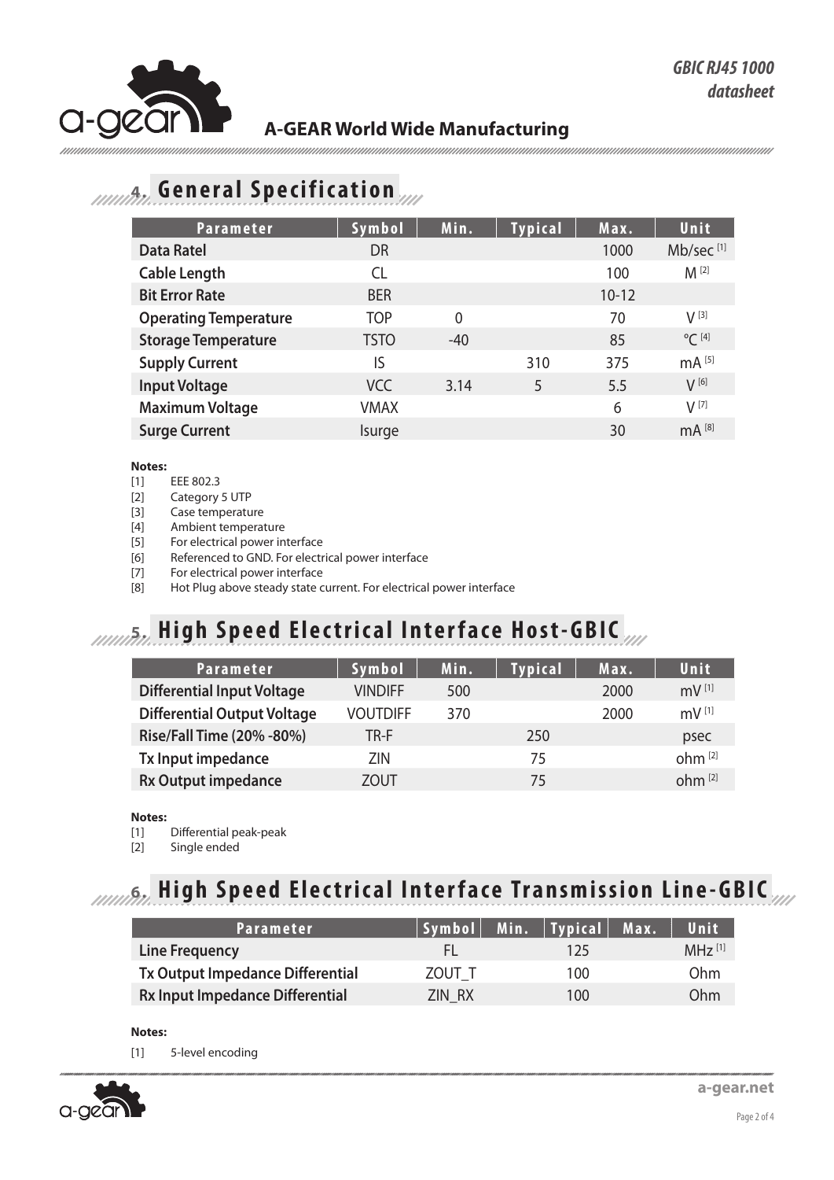## 4. General Specification

| Parameter | Symbol | Min. | Typical | Max. | Unit |
|---|---|---|---|---|---|
| **Data Ratel** | DR | | | 1000 | Mb/sec [1] |
| **Cable Length** | CL | | | 100 | M [2] |
| **Bit Error Rate** | BER | | | 10-12 | |
| **Operating Temperature** | TOP | 0 | | 70 | V [3] |
| **Storage Temperature** | TSTO | -40 | | 85 | °C [4] |
| **Supply Current** | IS | | 310 | 375 | mA [5] |
| **Input Voltage** | VCC | 3.14 | 5 | 5.5 | V [6] |
| **Maximum Voltage** | VMAX | | | 6 | V [7] |
| **Surge Current** | Isurge | | | 30 | mA [8] |

**Notes:**

[1] EEE 802.3
[2] Category 5 UTP
[3] Case temperature
[4] Ambient temperature
[5] For electrical power interface
[6] Referenced to GND. For electrical power interface
[7] For electrical power interface
[8] Hot Plug above steady state current. For electrical power interface

## 5. High Speed Electrical Interface Host-GBIC

| Parameter | Symbol | Min. | Typical | Max. | Unit |
|---|---|---|---|---|---|
| **Differential Input Voltage** | VINDIFF | 500 | | 2000 | mV [1] |
| **Differential Output Voltage** | VOUTDIFF | 370 | | 2000 | mV [1] |
| **Rise/Fall Time (20% -80%)** | TR-F | | 250 | | psec |
| **Tx Input impedance** | ZIN | | 75 | | ohm [2] |
| **Rx Output impedance** | ZOUT | | 75 | | ohm [2] |

**Notes:**

[1] Differential peak-peak
[2] Single ended

## 6. High Speed Electrical Interface Transmission Line-GBIC

| Parameter | Symbol | Min. | Typical | Max. | Unit |
|---|---|---|---|---|---|
| **Line Frequency** | FL | | 125 | | MHz [1] |
| **Tx Output Impedance Differential** | ZOUT_T | | 100 | | Ohm |
| **Rx Input Impedance Differential** | ZIN_RX | | 100 | | Ohm |

**Notes:**

[1] 5-level encoding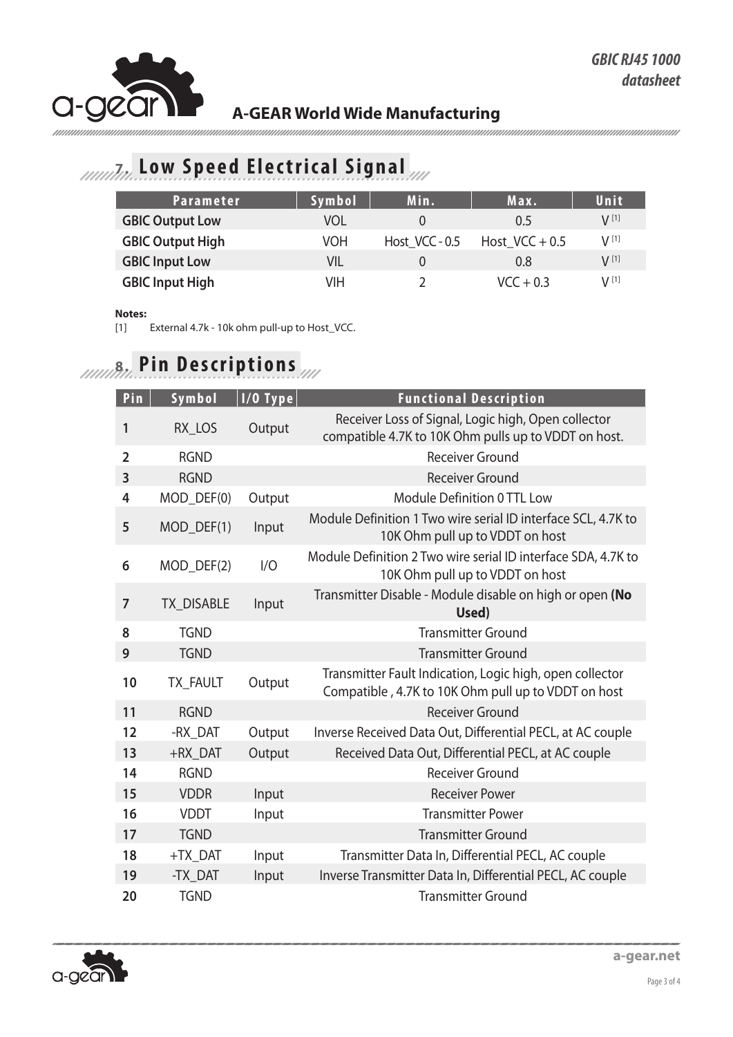## 7. Low Speed Electrical Signal

| Parameter | Symbol | Min. | Max. | Unit |
|---|---|---|---|---|
| **GBIC Output Low** | VOL | 0 | 0.5 | V [1] |
| **GBIC Output High** | VOH | Host_VCC - 0.5 | Host_VCC + 0.5 | V [1] |
| **GBIC Input Low** | VIL | 0 | 0.8 | V [1] |
| **GBIC Input High** | VIH | 2 | VCC + 0.3 | V [1] |

**Notes:**
[1] External 4.7k - 10k ohm pull-up to Host_VCC.

## 8. Pin Descriptions

| Pin | Symbol | I/O Type | Functional Description |
|---|---|---|---|
| **1** | RX_LOS | Output | Receiver Loss of Signal, Logic high, Open collector compatible 4.7K to 10K Ohm pulls up to VDDT on host. |
| **2** | RGND | | Receiver Ground |
| **3** | RGND | | Receiver Ground |
| **4** | MOD_DEF(0) | Output | Module Definition 0 TTL Low |
| **5** | MOD_DEF(1) | Input | Module Definition 1 Two wire serial ID interface SCL, 4.7K to 10K Ohm pull up to VDDT on host |
| **6** | MOD_DEF(2) | I/O | Module Definition 2 Two wire serial ID interface SDA, 4.7K to 10K Ohm pull up to VDDT on host |
| **7** | TX_DISABLE | Input | Transmitter Disable - Module disable on high or open **(No Used)** |
| **8** | TGND | | Transmitter Ground |
| **9** | TGND | | Transmitter Ground |
| **10** | TX_FAULT | Output | Transmitter Fault Indication, Logic high, open collector Compatible , 4.7K to 10K Ohm pull up to VDDT on host |
| **11** | RGND | | Receiver Ground |
| **12** | -RX_DAT | Output | Inverse Received Data Out, Differential PECL, at AC couple |
| **13** | +RX_DAT | Output | Received Data Out, Differential PECL, at AC couple |
| **14** | RGND | | Receiver Ground |
| **15** | VDDR | Input | Receiver Power |
| **16** | VDDT | Input | Transmitter Power |
| **17** | TGND | | Transmitter Ground |
| **18** | +TX_DAT | Input | Transmitter Data In, Differential PECL, AC couple |
| **19** | -TX_DAT | Input | Inverse Transmitter Data In, Differential PECL, AC couple |
| **20** | TGND | | Transmitter Ground |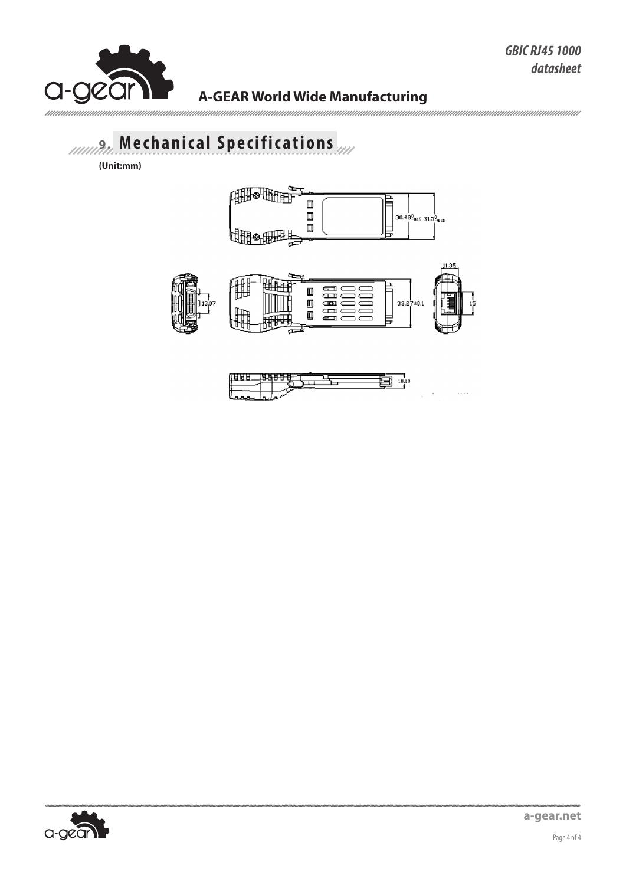## 9. Mechanical Specifications

**(Unit:mm)**

30.48
31.5
13.07
33.27±0.1
11.35
15
10.10